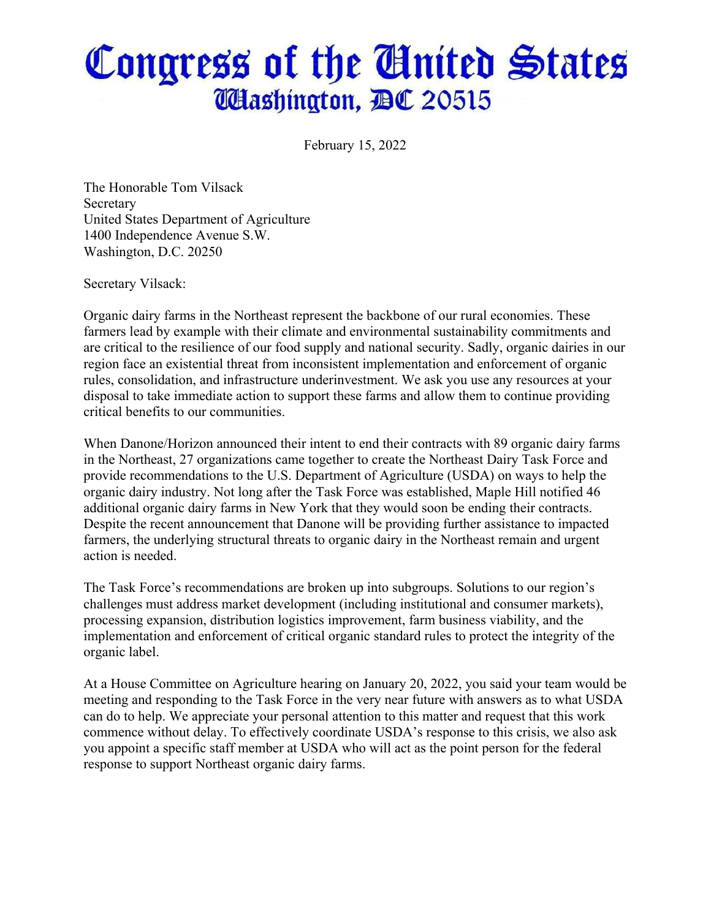# Congress of the United States
## Washington, DC 20515

February 15, 2022

The Honorable Tom Vilsack
Secretary
United States Department of Agriculture
1400 Independence Avenue S.W.
Washington, D.C. 20250

Secretary Vilsack:

Organic dairy farms in the Northeast represent the backbone of our rural economies. These farmers lead by example with their climate and environmental sustainability commitments and are critical to the resilience of our food supply and national security. Sadly, organic dairies in our region face an existential threat from inconsistent implementation and enforcement of organic rules, consolidation, and infrastructure underinvestment. We ask you use any resources at your disposal to take immediate action to support these farms and allow them to continue providing critical benefits to our communities.

When Danone/Horizon announced their intent to end their contracts with 89 organic dairy farms in the Northeast, 27 organizations came together to create the Northeast Dairy Task Force and provide recommendations to the U.S. Department of Agriculture (USDA) on ways to help the organic dairy industry. Not long after the Task Force was established, Maple Hill notified 46 additional organic dairy farms in New York that they would soon be ending their contracts. Despite the recent announcement that Danone will be providing further assistance to impacted farmers, the underlying structural threats to organic dairy in the Northeast remain and urgent action is needed.

The Task Force's recommendations are broken up into subgroups. Solutions to our region's challenges must address market development (including institutional and consumer markets), processing expansion, distribution logistics improvement, farm business viability, and the implementation and enforcement of critical organic standard rules to protect the integrity of the organic label.

At a House Committee on Agriculture hearing on January 20, 2022, you said your team would be meeting and responding to the Task Force in the very near future with answers as to what USDA can do to help. We appreciate your personal attention to this matter and request that this work commence without delay. To effectively coordinate USDA's response to this crisis, we also ask you appoint a specific staff member at USDA who will act as the point person for the federal response to support Northeast organic dairy farms.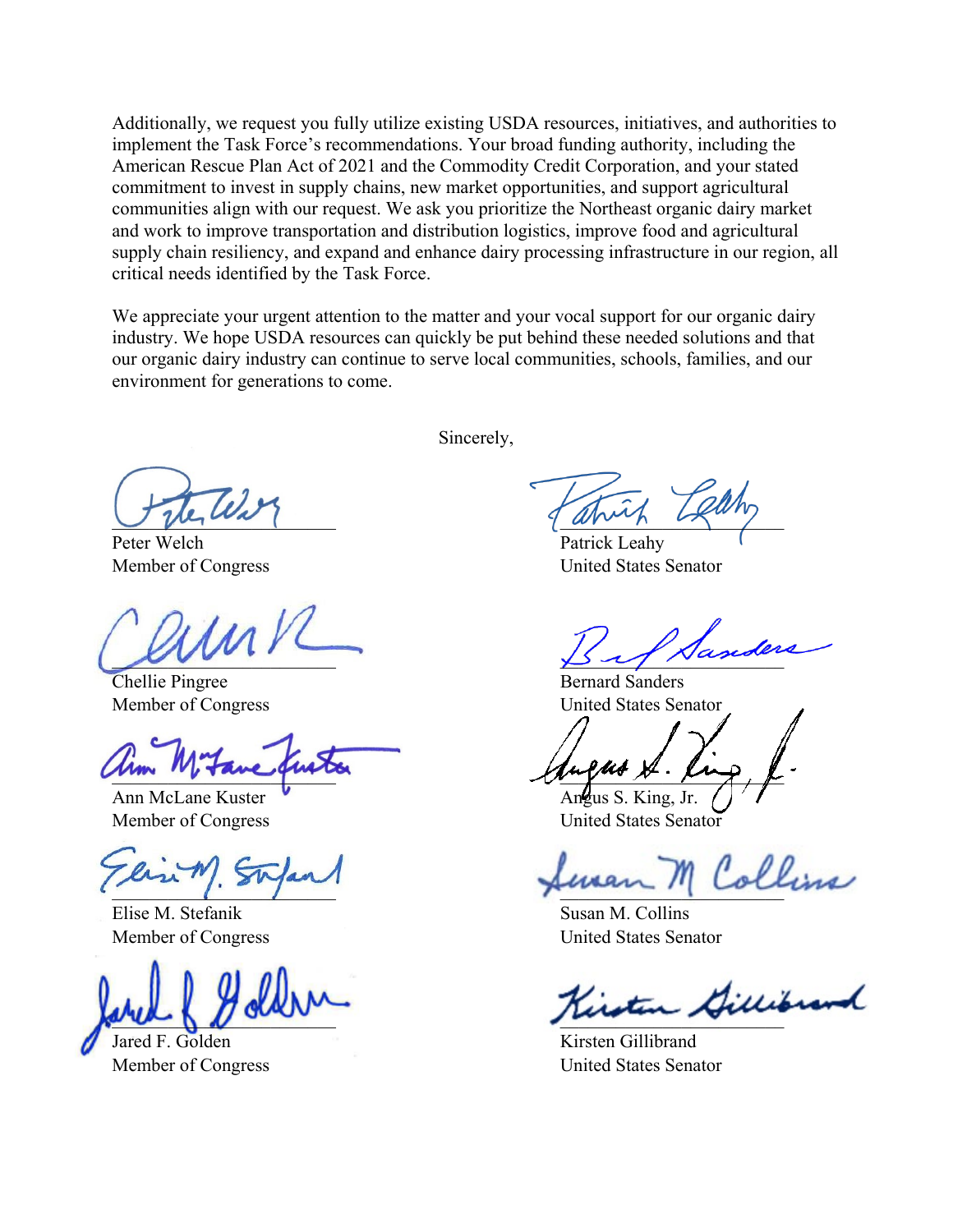Additionally, we request you fully utilize existing USDA resources, initiatives, and authorities to implement the Task Force's recommendations. Your broad funding authority, including the American Rescue Plan Act of 2021 and the Commodity Credit Corporation, and your stated commitment to invest in supply chains, new market opportunities, and support agricultural communities align with our request. We ask you prioritize the Northeast organic dairy market and work to improve transportation and distribution logistics, improve food and agricultural supply chain resiliency, and expand and enhance dairy processing infrastructure in our region, all critical needs identified by the Task Force.

We appreciate your urgent attention to the matter and your vocal support for our organic dairy industry. We hope USDA resources can quickly be put behind these needed solutions and that our organic dairy industry can continue to serve local communities, schools, families, and our environment for generations to come.

Sincerely,

Peter Welch
Member of Congress

Patrick Leahy
United States Senator

Chellie Pingree
Member of Congress

Bernard Sanders
United States Senator

Ann McLane Kuster
Member of Congress

Angus S. King, Jr.
United States Senator

Elise M. Stefanik
Member of Congress

Susan M. Collins
United States Senator

Jared F. Golden
Member of Congress

Kirsten Gillibrand
United States Senator